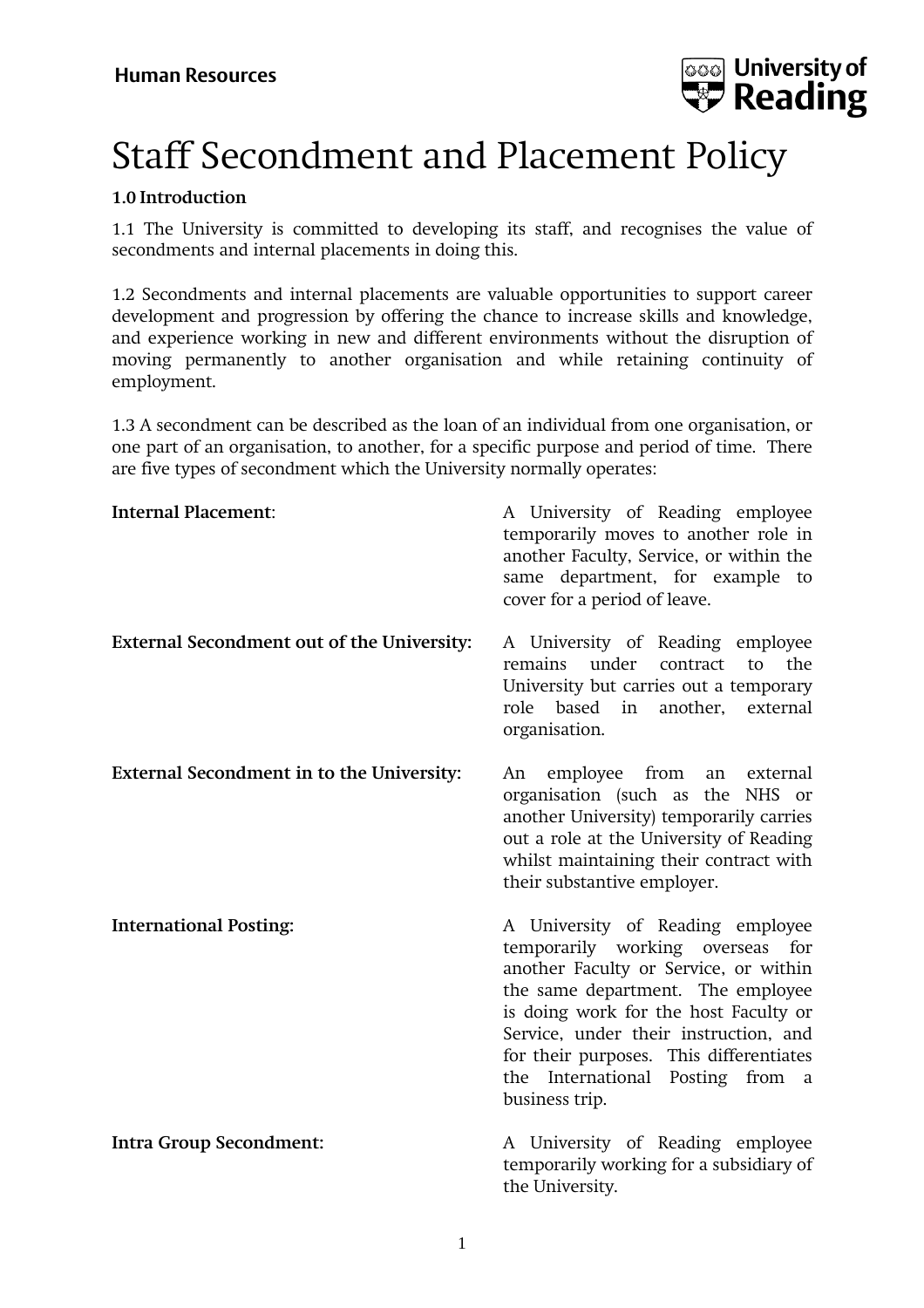Human Resources

# Staff Secondment and Placement Policy

## 1.0 Introduction

1.1 The University is committed to developing its staff, and recognises the value of secondments and internal placements in doing this.

1.2 Secondments and internal placements are valuable opportunities to support career development and progression by offering the chance to increase skills and knowledge, and experience working in new and different environments without the disruption of moving permanently to another organisation and while retaining continuity of employment.

1.3 A secondment can be described as the loan of an individual from one organisation, or one part of an organisation, to another, for a specific purpose and period of time. There are five types of secondment which the University normally operates:

**Internal Placement**: A University of Reading employee temporarily moves to another role in another Faculty, Service, or within the same department, for example to cover for a period of leave.

**External Secondment out of the University:** A University of Reading employee remains under contract to the University but carries out a temporary role based in another, external organisation.

**External Secondment in to the University:** An employee from an external organisation (such as the NHS or another University) temporarily carries out a role at the University of Reading whilst maintaining their contract with their substantive employer.

**International Posting:** A University of Reading employee temporarily working overseas for another Faculty or Service, or within the same department. The employee is doing work for the host Faculty or Service, under their instruction, and for their purposes. This differentiates the International Posting from a business trip.

**Intra Group Secondment:** A University of Reading employee temporarily working for a subsidiary of the University.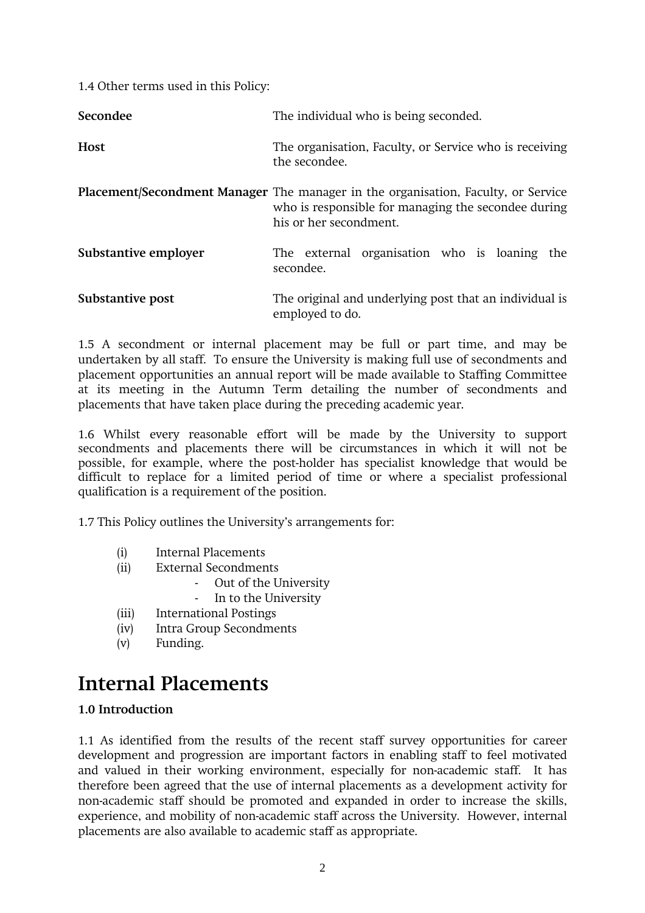1.4 Other terms used in this Policy:

| | |
|---|---|
| **Secondee** | The individual who is being seconded. |
| **Host** | The organisation, Faculty, or Service who is receiving the secondee. |
| **Placement/Secondment Manager** | The manager in the organisation, Faculty, or Service who is responsible for managing the secondee during his or her secondment. |
| **Substantive employer** | The external organisation who is loaning the secondee. |
| **Substantive post** | The original and underlying post that an individual is employed to do. |

1.5 A secondment or internal placement may be full or part time, and may be undertaken by all staff. To ensure the University is making full use of secondments and placement opportunities an annual report will be made available to Staffing Committee at its meeting in the Autumn Term detailing the number of secondments and placements that have taken place during the preceding academic year.

1.6 Whilst every reasonable effort will be made by the University to support secondments and placements there will be circumstances in which it will not be possible, for example, where the post-holder has specialist knowledge that would be difficult to replace for a limited period of time or where a specialist professional qualification is a requirement of the position.

1.7 This Policy outlines the University's arrangements for:

- (i) Internal Placements
- (ii) External Secondments
  - Out of the University
  - In to the University
- (iii) International Postings
- (iv) Intra Group Secondments
- (v) Funding.

# Internal Placements

**1.0 Introduction**

1.1 As identified from the results of the recent staff survey opportunities for career development and progression are important factors in enabling staff to feel motivated and valued in their working environment, especially for non-academic staff. It has therefore been agreed that the use of internal placements as a development activity for non-academic staff should be promoted and expanded in order to increase the skills, experience, and mobility of non-academic staff across the University. However, internal placements are also available to academic staff as appropriate.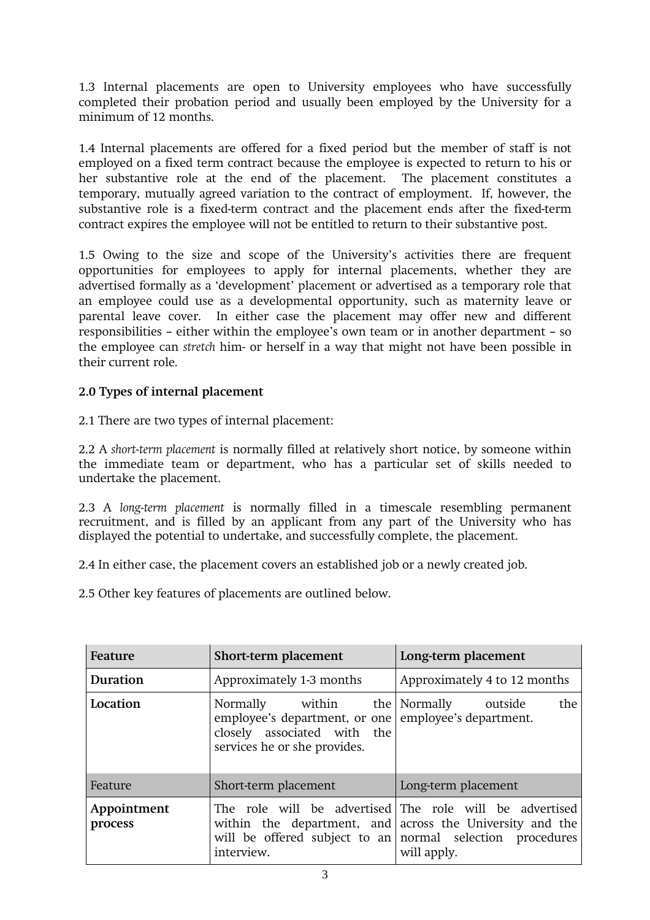1.3 Internal placements are open to University employees who have successfully completed their probation period and usually been employed by the University for a minimum of 12 months.

1.4 Internal placements are offered for a fixed period but the member of staff is not employed on a fixed term contract because the employee is expected to return to his or her substantive role at the end of the placement. The placement constitutes a temporary, mutually agreed variation to the contract of employment. If, however, the substantive role is a fixed-term contract and the placement ends after the fixed-term contract expires the employee will not be entitled to return to their substantive post.

1.5 Owing to the size and scope of the University's activities there are frequent opportunities for employees to apply for internal placements, whether they are advertised formally as a 'development' placement or advertised as a temporary role that an employee could use as a developmental opportunity, such as maternity leave or parental leave cover. In either case the placement may offer new and different responsibilities – either within the employee's own team or in another department – so the employee can *stretch* him- or herself in a way that might not have been possible in their current role.

**2.0 Types of internal placement**

2.1 There are two types of internal placement:

2.2 A *short-term placement* is normally filled at relatively short notice, by someone within the immediate team or department, who has a particular set of skills needed to undertake the placement.

2.3 A *long-term placement* is normally filled in a timescale resembling permanent recruitment, and is filled by an applicant from any part of the University who has displayed the potential to undertake, and successfully complete, the placement.

2.4 In either case, the placement covers an established job or a newly created job.

2.5 Other key features of placements are outlined below.

| Feature | Short-term placement | Long-term placement |
|---|---|---|
| **Duration** | Approximately 1-3 months | Approximately 4 to 12 months |
| **Location** | Normally within the employee's department, or one closely associated with the services he or she provides. | Normally outside the employee's department. |
| Feature | Short-term placement | Long-term placement |
| **Appointment process** | The role will be advertised within the department, and will be offered subject to an interview. | The role will be advertised across the University and the normal selection procedures will apply. |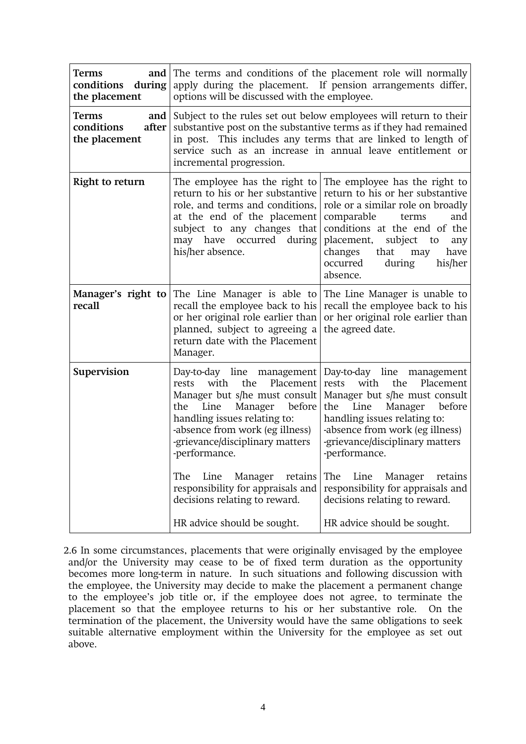| **Terms and conditions during the placement** | The terms and conditions of the placement role will normally apply during the placement. If pension arrangements differ, options will be discussed with the employee. | |
| --- | --- | --- |
| **Terms and conditions after the placement** | Subject to the rules set out below employees will return to their substantive post on the substantive terms as if they had remained in post. This includes any terms that are linked to length of service such as an increase in annual leave entitlement or incremental progression. | |
| **Right to return** | The employee has the right to return to his or her substantive role, and terms and conditions, at the end of the placement subject to any changes that may have occurred during his/her absence. | The employee has the right to return to his or her substantive role or a similar role on broadly comparable terms and conditions at the end of the placement, subject to any changes that may have occurred during his/her absence. |
| **Manager's right to recall** | The Line Manager is able to recall the employee back to his or her original role earlier than planned, subject to agreeing a return date with the Placement Manager. | The Line Manager is unable to recall the employee back to his or her original role earlier than the agreed date. |
| **Supervision** | Day-to-day line management rests with the Placement Manager but s/he must consult the Line Manager before handling issues relating to:<br>-absence from work (eg illness)<br>-grievance/disciplinary matters<br>-performance.<br><br>The Line Manager retains responsibility for appraisals and decisions relating to reward.<br><br>HR advice should be sought. | Day-to-day line management rests with the Placement Manager but s/he must consult the Line Manager before handling issues relating to:<br>-absence from work (eg illness)<br>-grievance/disciplinary matters<br>-performance.<br><br>The Line Manager retains responsibility for appraisals and decisions relating to reward.<br><br>HR advice should be sought. |

2.6 In some circumstances, placements that were originally envisaged by the employee and/or the University may cease to be of fixed term duration as the opportunity becomes more long-term in nature. In such situations and following discussion with the employee, the University may decide to make the placement a permanent change to the employee's job title or, if the employee does not agree, to terminate the placement so that the employee returns to his or her substantive role. On the termination of the placement, the University would have the same obligations to seek suitable alternative employment within the University for the employee as set out above.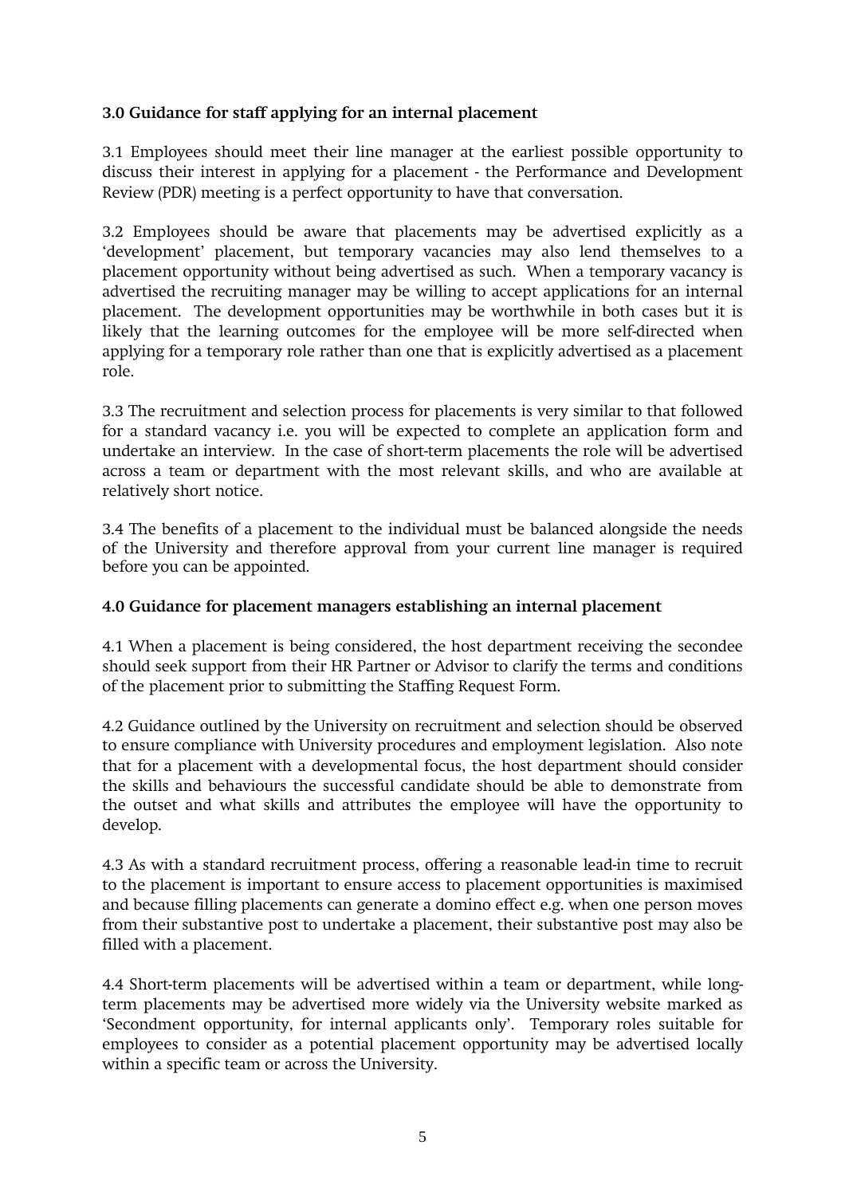**3.0 Guidance for staff applying for an internal placement**

3.1 Employees should meet their line manager at the earliest possible opportunity to discuss their interest in applying for a placement - the Performance and Development Review (PDR) meeting is a perfect opportunity to have that conversation.

3.2 Employees should be aware that placements may be advertised explicitly as a 'development' placement, but temporary vacancies may also lend themselves to a placement opportunity without being advertised as such. When a temporary vacancy is advertised the recruiting manager may be willing to accept applications for an internal placement. The development opportunities may be worthwhile in both cases but it is likely that the learning outcomes for the employee will be more self-directed when applying for a temporary role rather than one that is explicitly advertised as a placement role.

3.3 The recruitment and selection process for placements is very similar to that followed for a standard vacancy i.e. you will be expected to complete an application form and undertake an interview. In the case of short-term placements the role will be advertised across a team or department with the most relevant skills, and who are available at relatively short notice.

3.4 The benefits of a placement to the individual must be balanced alongside the needs of the University and therefore approval from your current line manager is required before you can be appointed.

**4.0 Guidance for placement managers establishing an internal placement**

4.1 When a placement is being considered, the host department receiving the secondee should seek support from their HR Partner or Advisor to clarify the terms and conditions of the placement prior to submitting the Staffing Request Form.

4.2 Guidance outlined by the University on recruitment and selection should be observed to ensure compliance with University procedures and employment legislation. Also note that for a placement with a developmental focus, the host department should consider the skills and behaviours the successful candidate should be able to demonstrate from the outset and what skills and attributes the employee will have the opportunity to develop.

4.3 As with a standard recruitment process, offering a reasonable lead-in time to recruit to the placement is important to ensure access to placement opportunities is maximised and because filling placements can generate a domino effect e.g. when one person moves from their substantive post to undertake a placement, their substantive post may also be filled with a placement.

4.4 Short-term placements will be advertised within a team or department, while long-term placements may be advertised more widely via the University website marked as 'Secondment opportunity, for internal applicants only'. Temporary roles suitable for employees to consider as a potential placement opportunity may be advertised locally within a specific team or across the University.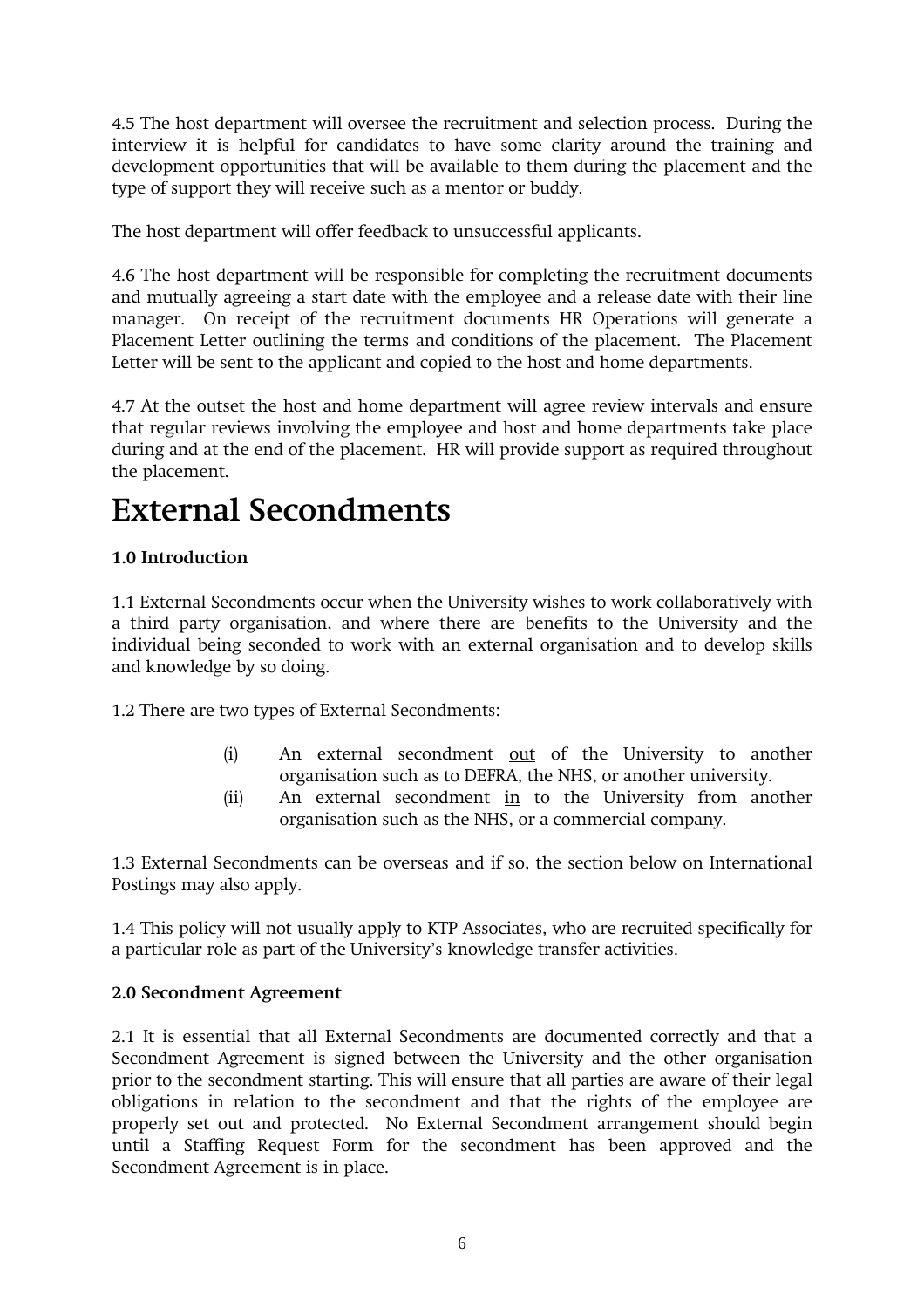4.5 The host department will oversee the recruitment and selection process. During the interview it is helpful for candidates to have some clarity around the training and development opportunities that will be available to them during the placement and the type of support they will receive such as a mentor or buddy.

The host department will offer feedback to unsuccessful applicants.

4.6 The host department will be responsible for completing the recruitment documents and mutually agreeing a start date with the employee and a release date with their line manager. On receipt of the recruitment documents HR Operations will generate a Placement Letter outlining the terms and conditions of the placement. The Placement Letter will be sent to the applicant and copied to the host and home departments.

4.7 At the outset the host and home department will agree review intervals and ensure that regular reviews involving the employee and host and home departments take place during and at the end of the placement. HR will provide support as required throughout the placement.

# External Secondments

**1.0 Introduction**

1.1 External Secondments occur when the University wishes to work collaboratively with a third party organisation, and where there are benefits to the University and the individual being seconded to work with an external organisation and to develop skills and knowledge by so doing.

1.2 There are two types of External Secondments:

(i) An external secondment <u>out</u> of the University to another organisation such as to DEFRA, the NHS, or another university.

(ii) An external secondment <u>in</u> to the University from another organisation such as the NHS, or a commercial company.

1.3 External Secondments can be overseas and if so, the section below on International Postings may also apply.

1.4 This policy will not usually apply to KTP Associates, who are recruited specifically for a particular role as part of the University's knowledge transfer activities.

**2.0 Secondment Agreement**

2.1 It is essential that all External Secondments are documented correctly and that a Secondment Agreement is signed between the University and the other organisation prior to the secondment starting. This will ensure that all parties are aware of their legal obligations in relation to the secondment and that the rights of the employee are properly set out and protected. No External Secondment arrangement should begin until a Staffing Request Form for the secondment has been approved and the Secondment Agreement is in place.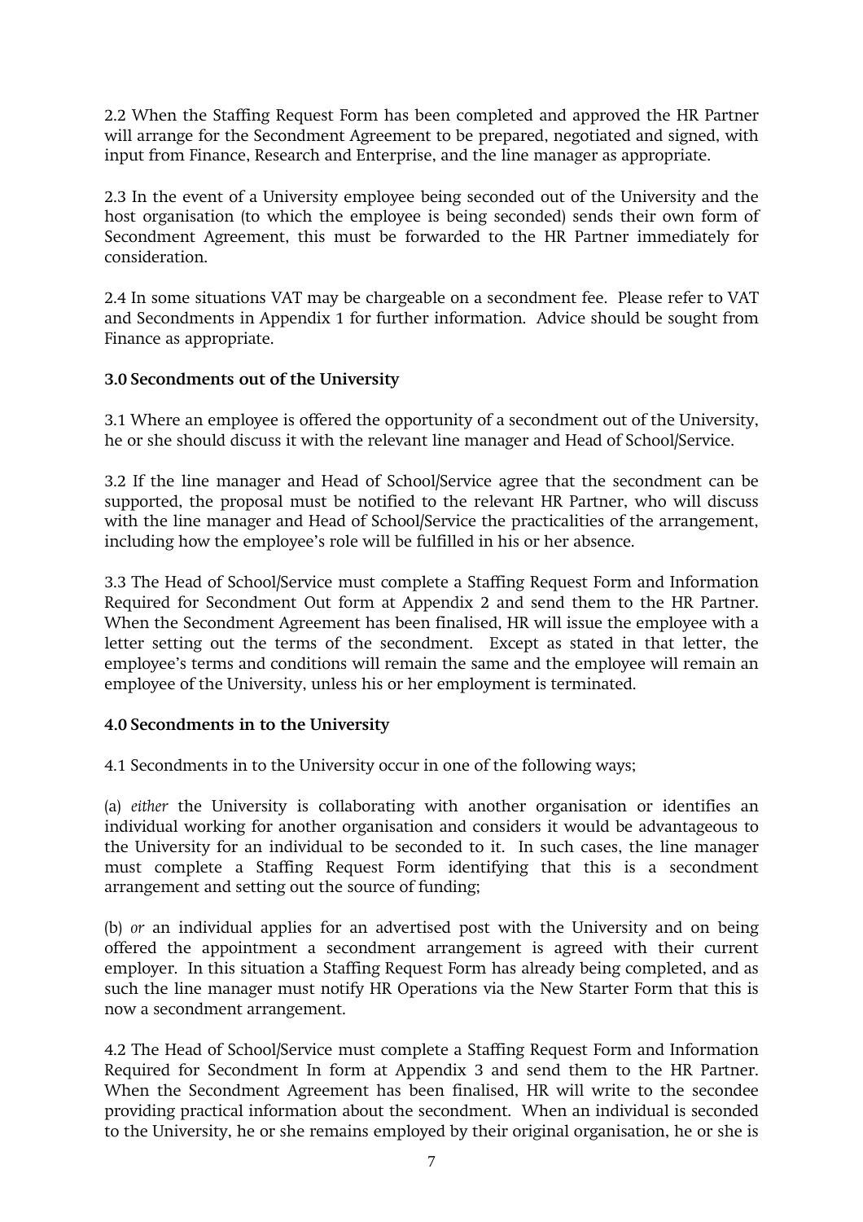2.2 When the Staffing Request Form has been completed and approved the HR Partner will arrange for the Secondment Agreement to be prepared, negotiated and signed, with input from Finance, Research and Enterprise, and the line manager as appropriate.

2.3 In the event of a University employee being seconded out of the University and the host organisation (to which the employee is being seconded) sends their own form of Secondment Agreement, this must be forwarded to the HR Partner immediately for consideration.

2.4 In some situations VAT may be chargeable on a secondment fee. Please refer to VAT and Secondments in Appendix 1 for further information. Advice should be sought from Finance as appropriate.

**3.0 Secondments out of the University**

3.1 Where an employee is offered the opportunity of a secondment out of the University, he or she should discuss it with the relevant line manager and Head of School/Service.

3.2 If the line manager and Head of School/Service agree that the secondment can be supported, the proposal must be notified to the relevant HR Partner, who will discuss with the line manager and Head of School/Service the practicalities of the arrangement, including how the employee's role will be fulfilled in his or her absence.

3.3 The Head of School/Service must complete a Staffing Request Form and Information Required for Secondment Out form at Appendix 2 and send them to the HR Partner. When the Secondment Agreement has been finalised, HR will issue the employee with a letter setting out the terms of the secondment. Except as stated in that letter, the employee's terms and conditions will remain the same and the employee will remain an employee of the University, unless his or her employment is terminated.

**4.0 Secondments in to the University**

4.1 Secondments in to the University occur in one of the following ways;

(a) *either* the University is collaborating with another organisation or identifies an individual working for another organisation and considers it would be advantageous to the University for an individual to be seconded to it. In such cases, the line manager must complete a Staffing Request Form identifying that this is a secondment arrangement and setting out the source of funding;

(b) *or* an individual applies for an advertised post with the University and on being offered the appointment a secondment arrangement is agreed with their current employer. In this situation a Staffing Request Form has already being completed, and as such the line manager must notify HR Operations via the New Starter Form that this is now a secondment arrangement.

4.2 The Head of School/Service must complete a Staffing Request Form and Information Required for Secondment In form at Appendix 3 and send them to the HR Partner. When the Secondment Agreement has been finalised, HR will write to the secondee providing practical information about the secondment. When an individual is seconded to the University, he or she remains employed by their original organisation, he or she is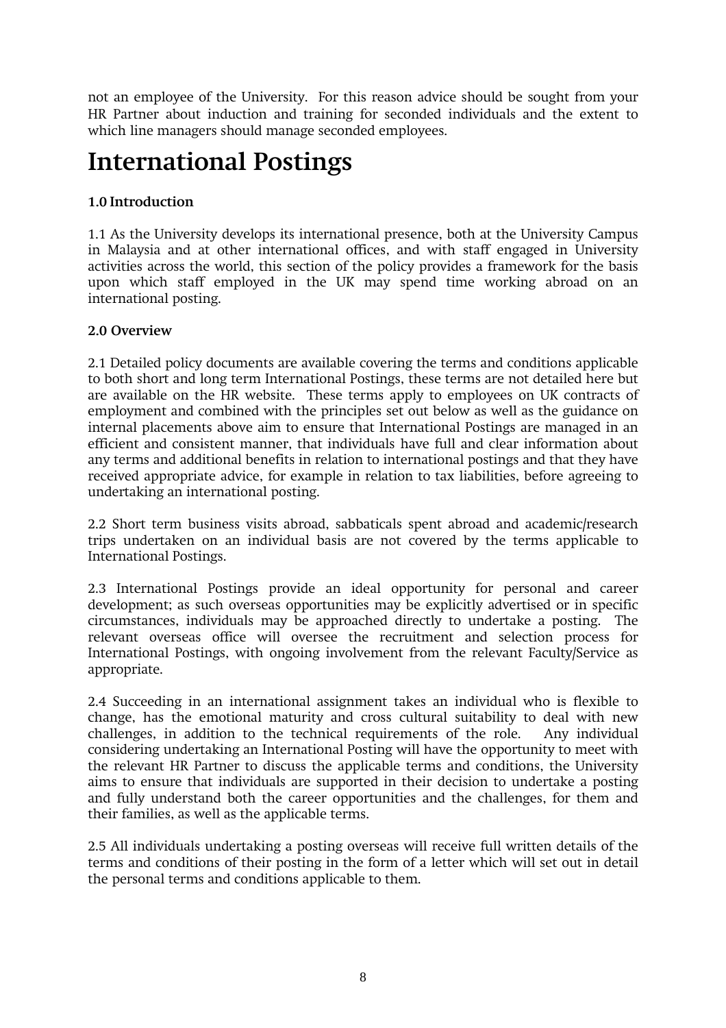not an employee of the University. For this reason advice should be sought from your HR Partner about induction and training for seconded individuals and the extent to which line managers should manage seconded employees.

# International Postings

**1.0 Introduction**

1.1 As the University develops its international presence, both at the University Campus in Malaysia and at other international offices, and with staff engaged in University activities across the world, this section of the policy provides a framework for the basis upon which staff employed in the UK may spend time working abroad on an international posting.

**2.0 Overview**

2.1 Detailed policy documents are available covering the terms and conditions applicable to both short and long term International Postings, these terms are not detailed here but are available on the HR website. These terms apply to employees on UK contracts of employment and combined with the principles set out below as well as the guidance on internal placements above aim to ensure that International Postings are managed in an efficient and consistent manner, that individuals have full and clear information about any terms and additional benefits in relation to international postings and that they have received appropriate advice, for example in relation to tax liabilities, before agreeing to undertaking an international posting.

2.2 Short term business visits abroad, sabbaticals spent abroad and academic/research trips undertaken on an individual basis are not covered by the terms applicable to International Postings.

2.3 International Postings provide an ideal opportunity for personal and career development; as such overseas opportunities may be explicitly advertised or in specific circumstances, individuals may be approached directly to undertake a posting. The relevant overseas office will oversee the recruitment and selection process for International Postings, with ongoing involvement from the relevant Faculty/Service as appropriate.

2.4 Succeeding in an international assignment takes an individual who is flexible to change, has the emotional maturity and cross cultural suitability to deal with new challenges, in addition to the technical requirements of the role. Any individual considering undertaking an International Posting will have the opportunity to meet with the relevant HR Partner to discuss the applicable terms and conditions, the University aims to ensure that individuals are supported in their decision to undertake a posting and fully understand both the career opportunities and the challenges, for them and their families, as well as the applicable terms.

2.5 All individuals undertaking a posting overseas will receive full written details of the terms and conditions of their posting in the form of a letter which will set out in detail the personal terms and conditions applicable to them.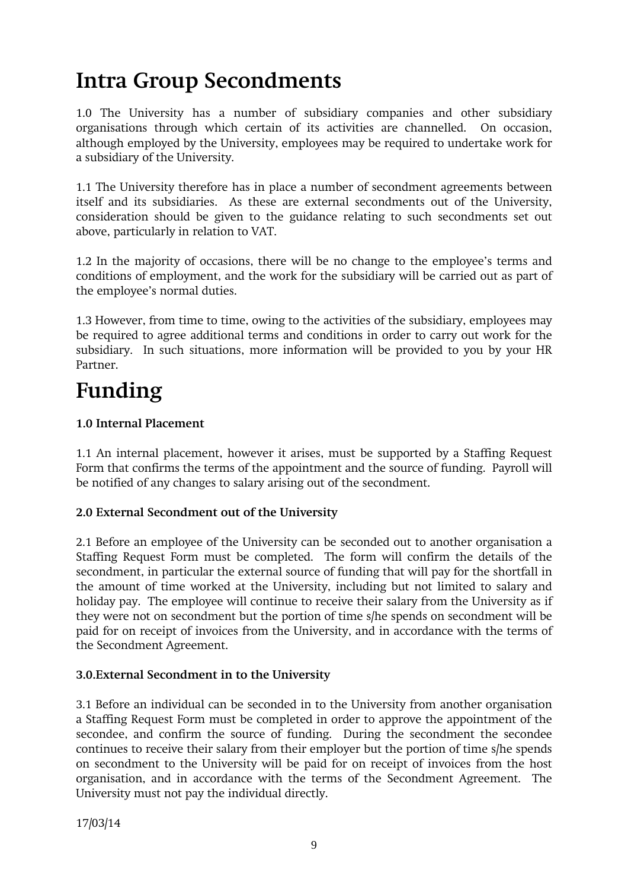# Intra Group Secondments

1.0 The University has a number of subsidiary companies and other subsidiary organisations through which certain of its activities are channelled. On occasion, although employed by the University, employees may be required to undertake work for a subsidiary of the University.

1.1 The University therefore has in place a number of secondment agreements between itself and its subsidiaries. As these are external secondments out of the University, consideration should be given to the guidance relating to such secondments set out above, particularly in relation to VAT.

1.2 In the majority of occasions, there will be no change to the employee's terms and conditions of employment, and the work for the subsidiary will be carried out as part of the employee's normal duties.

1.3 However, from time to time, owing to the activities of the subsidiary, employees may be required to agree additional terms and conditions in order to carry out work for the subsidiary. In such situations, more information will be provided to you by your HR Partner.

# Funding

**1.0 Internal Placement**

1.1 An internal placement, however it arises, must be supported by a Staffing Request Form that confirms the terms of the appointment and the source of funding. Payroll will be notified of any changes to salary arising out of the secondment.

**2.0 External Secondment out of the University**

2.1 Before an employee of the University can be seconded out to another organisation a Staffing Request Form must be completed. The form will confirm the details of the secondment, in particular the external source of funding that will pay for the shortfall in the amount of time worked at the University, including but not limited to salary and holiday pay. The employee will continue to receive their salary from the University as if they were not on secondment but the portion of time s/he spends on secondment will be paid for on receipt of invoices from the University, and in accordance with the terms of the Secondment Agreement.

**3.0.External Secondment in to the University**

3.1 Before an individual can be seconded in to the University from another organisation a Staffing Request Form must be completed in order to approve the appointment of the secondee, and confirm the source of funding. During the secondment the secondee continues to receive their salary from their employer but the portion of time s/he spends on secondment to the University will be paid for on receipt of invoices from the host organisation, and in accordance with the terms of the Secondment Agreement. The University must not pay the individual directly.

17/03/14